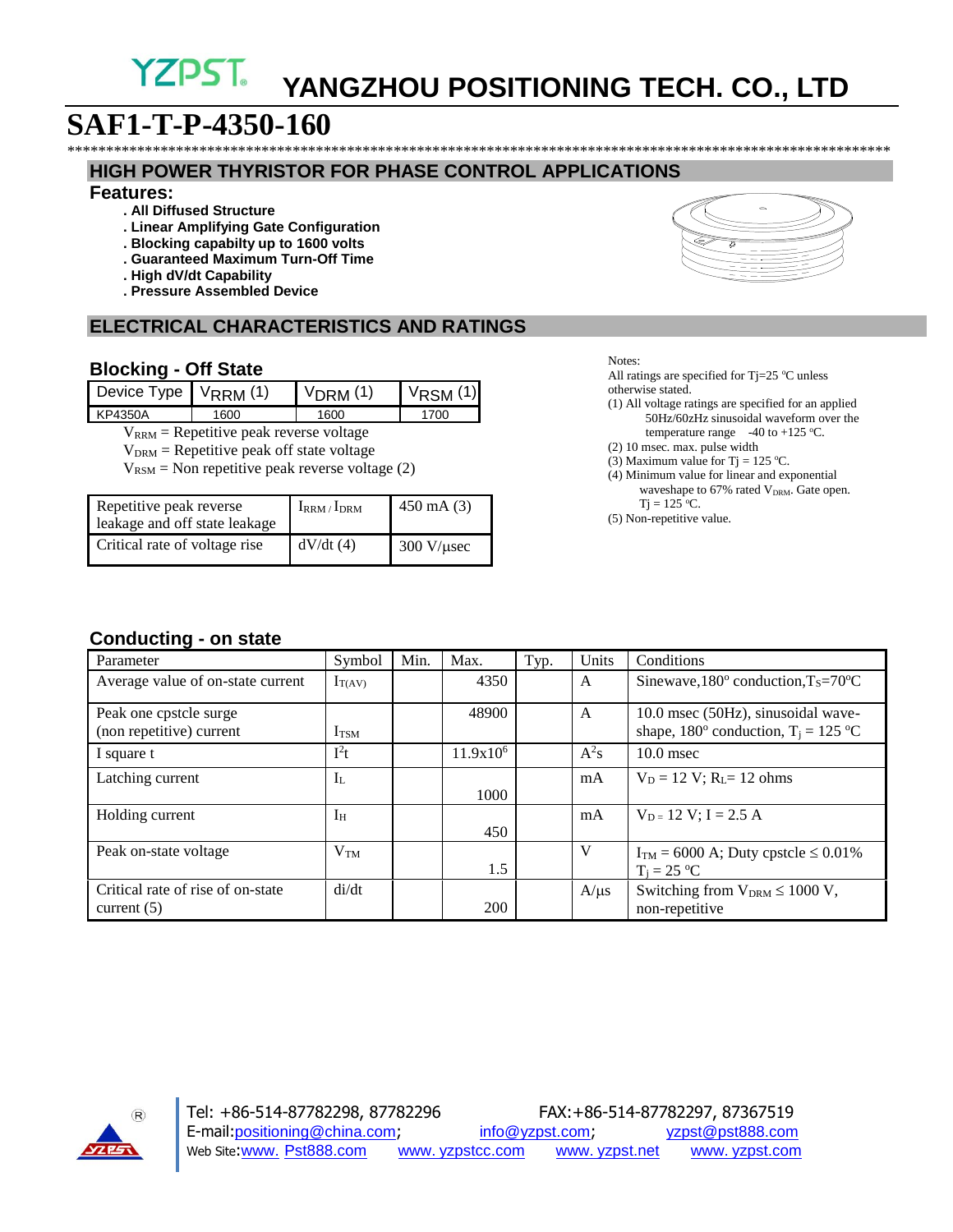# YZPST. YANGZHOU POSITIONING TECH. CO., LTD

# SAF1-T-P-4350-160

*****************************************************************************************************************

## HIGH POWER THYRISTOR FOR PHASE CONTROL APPLICATIONS

### Features:

- . All Diffused Structure
- . Linear Amplifying Gate Configuration
- . Blocking capabilty up to 1600 volts
- . Guaranteed Maximum Turn-Off Time
- . High dV/dt Capability
- . Pressure Assembled Device

## ELECTRICAL CHARACTERISTICS AND RATINGS

### Blocking - Off State

| Device Type | $V_{RRM}$ (1) | $V_{DRM}$ (1) | $V_{RSM}$ (1) |
|---|---|---|---|
| KP4350A | 1600 | 1600 | 1700 |

$V_{RRM}$ = Repetitive peak reverse voltage

$V_{DRM}$ = Repetitive peak off state voltage

$V_{RSM}$ = Non repetitive peak reverse voltage (2)

| | | |
|---|---|---|
| Repetitive peak reverse leakage and off state leakage | $I_{RRM}$ / $I_{DRM}$ | 450 mA (3) |
| Critical rate of voltage rise | dV/dt (4) | 300 V/μsec |

Notes:

All ratings are specified for Tj=25 ºC unless otherwise stated.

(1) All voltage ratings are specified for an applied 50Hz/60zHz sinusoidal waveform over the temperature range -40 to +125 ºC.

(2) 10 msec. max. pulse width

(3) Maximum value for Tj = 125 ºC.

(4) Minimum value for linear and exponential waveshape to 67% rated $V_{DRM}$. Gate open. Tj = 125 ºC.

(5) Non-repetitive value.

### Conducting - on state

| Parameter | Symbol | Min. | Max. | Typ. | Units | Conditions |
|---|---|---|---|---|---|---|
| Average value of on-state current | $I_{T(AV)}$ | | 4350 | | A | Sinewave,180º conduction,$T_S$=70ºC |
| Peak one cpstcle surge (non repetitive) current | $I_{TSM}$ | | 48900 | | A | 10.0 msec (50Hz), sinusoidal wave-shape, 180º conduction, $T_j$ = 125 ºC |
| I square t | $I^2t$ | | $11.9x10^6$ | | $A^2s$ | 10.0 msec |
| Latching current | $I_L$ | | 1000 | | mA | $V_D$ = 12 V; $R_L$= 12 ohms |
| Holding current | $I_H$ | | 450 | | mA | $V_D$ = 12 V; I = 2.5 A |
| Peak on-state voltage | $V_{TM}$ | | 1.5 | | V | $I_{TM}$ = 6000 A; Duty cpstcle ≤ 0.01% $T_j$ = 25 ºC |
| Critical rate of rise of on-state current (5) | di/dt | | 200 | | A/μs | Switching from $V_{DRM}$ ≤ 1000 V, non-repetitive |

Tel: +86-514-87782298, 87782296 FAX:+86-514-87782297, 87367519

E-mail:positioning@china.com; info@yzpst.com; yzpst@pst888.com

Web Site:www. Pst888.com www. yzpstcc.com www. yzpst.net www. yzpst.com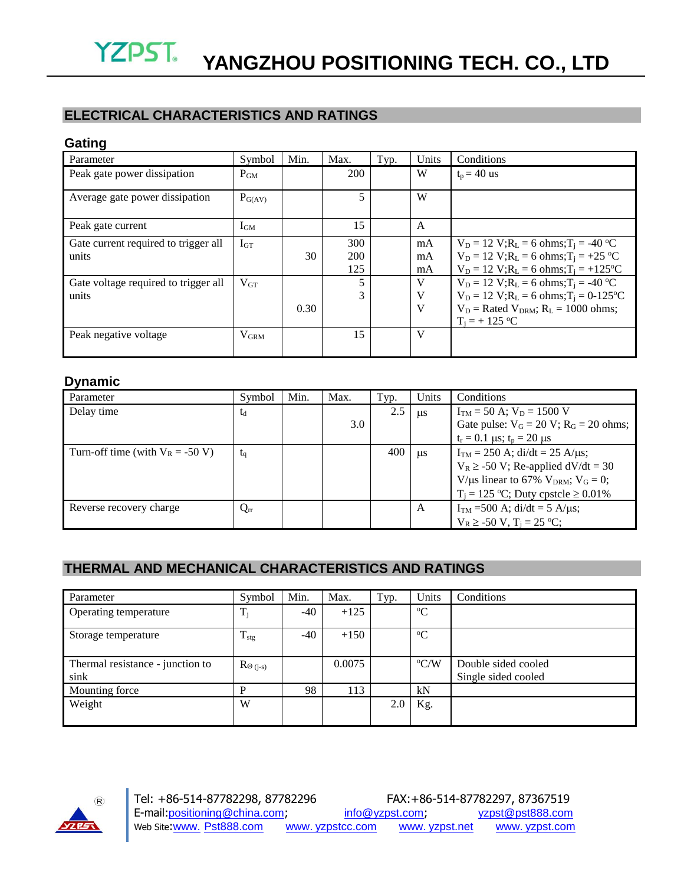## ELECTRICAL CHARACTERISTICS AND RATINGS

### Gating

| Parameter | Symbol | Min. | Max. | Typ. | Units | Conditions |
|---|---|---|---|---|---|---|
| Peak gate power dissipation | $P_{GM}$ | | 200 | | W | $t_p$ = 40 us |
| Average gate power dissipation | $P_{G(AV)}$ | | 5 | | W | |
| Peak gate current | $I_{GM}$ | | 15 | | A | |
| Gate current required to trigger all units | $I_{GT}$ | <br>30<br> | 300<br>200<br>125 | | mA<br>mA<br>mA | $V_D$ = 12 V;$R_L$ = 6 ohms;$T_j$ = -40 ºC<br>$V_D$ = 12 V;$R_L$ = 6 ohms;$T_j$ = +25 ºC<br>$V_D$ = 12 V;$R_L$ = 6 ohms;$T_j$ = +125ºC |
| Gate voltage required to trigger all units | $V_{GT}$ | <br><br>0.30 | 5<br>3<br> | | V<br>V<br>V | $V_D$ = 12 V;$R_L$ = 6 ohms;$T_j$ = -40 ºC<br>$V_D$ = 12 V;$R_L$ = 6 ohms;$T_j$ = 0-125ºC<br>$V_D$ = Rated $V_{DRM}$; $R_L$ = 1000 ohms; $T_j$ = + 125 ºC |
| Peak negative voltage | $V_{GRM}$ | | 15 | | V | |

### Dynamic

| Parameter | Symbol | Min. | Max. | Typ. | Units | Conditions |
|---|---|---|---|---|---|---|
| Delay time | $t_d$ | | <br>3.0 | 2.5 | μs | $I_{TM}$ = 50 A; $V_D$ = 1500 V<br>Gate pulse: $V_G$ = 20 V; $R_G$ = 20 ohms; $t_r$ = 0.1 μs; $t_p$ = 20 μs |
| Turn-off time (with $V_R$ = -50 V) | $t_q$ | | | 400 | μs | $I_{TM}$ = 250 A; di/dt = 25 A/μs; $V_R$ ≥ -50 V; Re-applied dV/dt = 30 V/μs linear to 67% $V_{DRM}$; $V_G$ = 0; $T_j$ = 125 ºC; Duty cpstcle ≥ 0.01% |
| Reverse recovery charge | $Q_{rr}$ | | | | A | $I_{TM}$ =500 A; di/dt = 5 A/μs; $V_R$ ≥ -50 V, $T_j$ = 25 ºC; |

## THERMAL AND MECHANICAL CHARACTERISTICS AND RATINGS

| Parameter | Symbol | Min. | Max. | Typ. | Units | Conditions |
|---|---|---|---|---|---|---|
| Operating temperature | $T_j$ | -40 | +125 | | ºC | |
| Storage temperature | $T_{stg}$ | -40 | +150 | | ºC | |
| Thermal resistance - junction to sink | $R_{\Theta (j-s)}$ | | 0.0075 | | ºC/W | Double sided cooled<br>Single sided cooled |
| Mounting force | P | 98 | 113 | | kN | |
| Weight | W | | | 2.0 | Kg. | |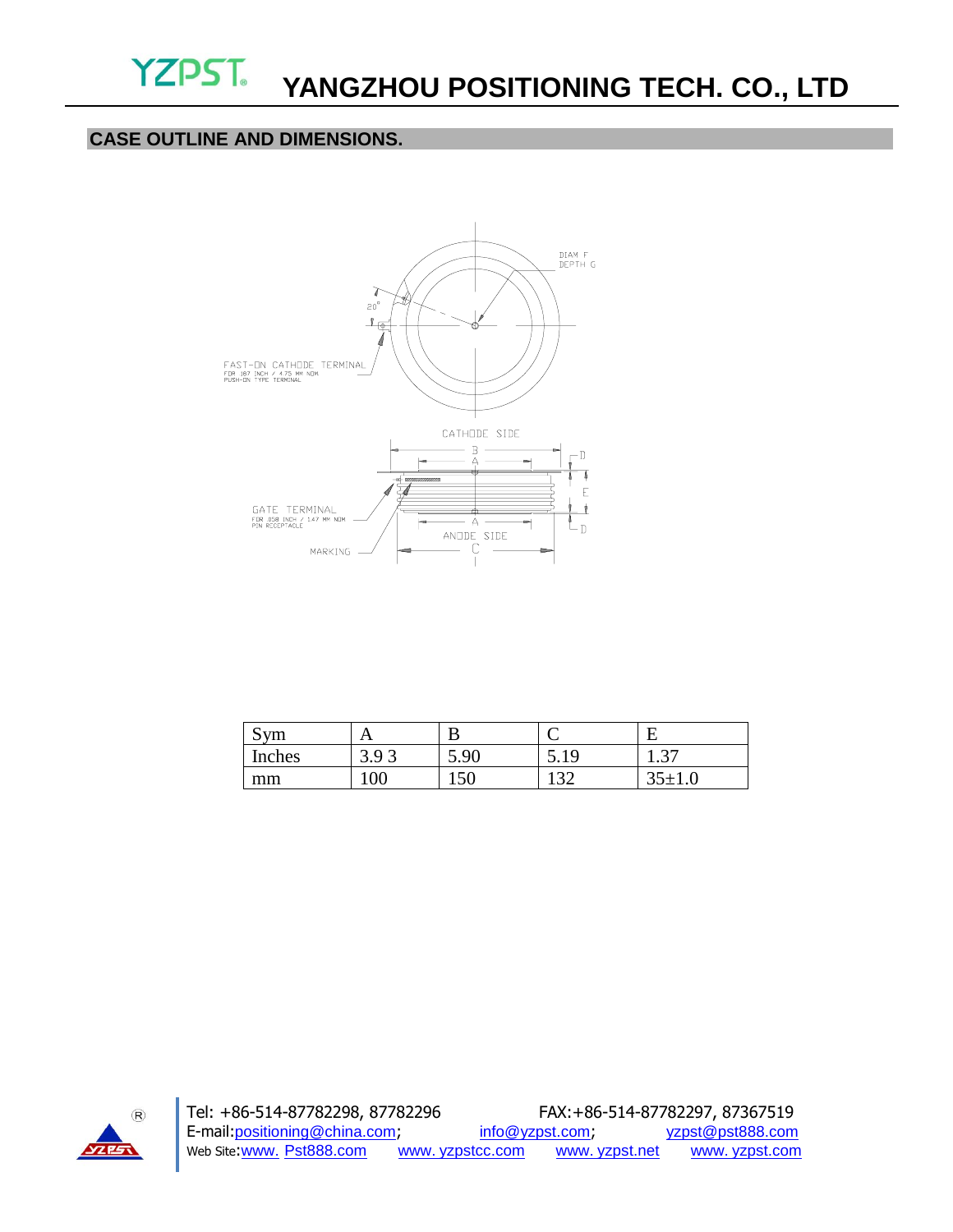## CASE OUTLINE AND DIMENSIONS.

DIAM F
DEPTH G

20°

FAST-ON CATHODE TERMINAL
FOR .187 INCH / 4.75 MM NOM
PUSH-ON TYPE TERMINAL

CATHODE SIDE

B
A
D
E
D
A

GATE TERMINAL
FOR .058 INCH / 1.47 MM NOM
PIN RECEPTACLE

ANODE SIDE

MARKING

C

| Sym | A | B | C | E |
|---|---|---|---|---|
| Inches | 3.9 3 | 5.90 | 5.19 | 1.37 |
| mm | 100 | 150 | 132 | 35±1.0 |

Tel: +86-514-87782298, 87782296    FAX:+86-514-87782297, 87367519
E-mail:positioning@china.com; info@yzpst.com; yzpst@pst888.com
Web Site:www. Pst888.com www. yzpstcc.com www. yzpst.net www. yzpst.com